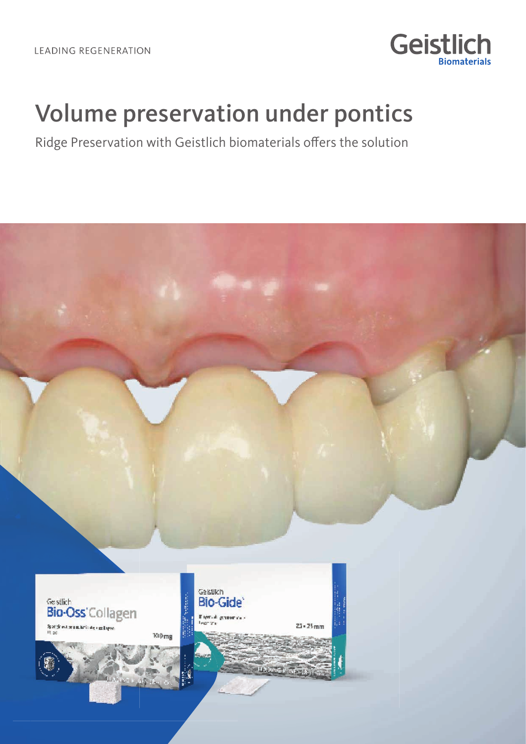LEADING REGENERATION

Geistlich Biomaterials

# Volume preservation under pontics

Ridge Preservation with Geistlich biomaterials offers the solution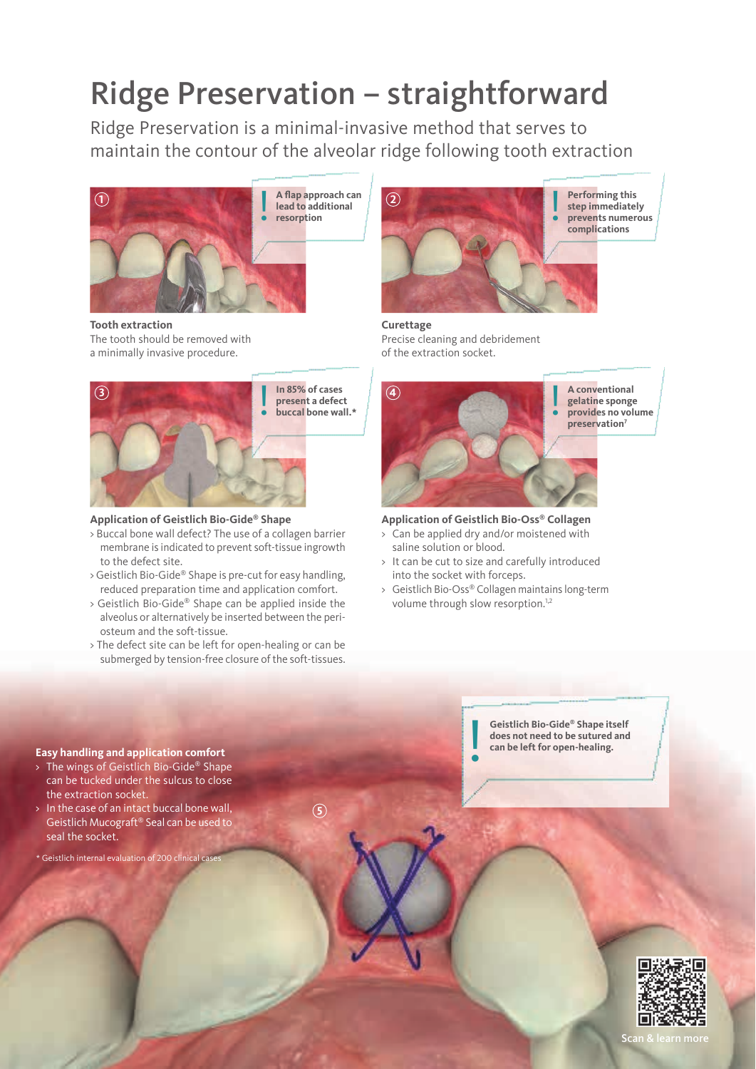# Ridge Preservation – straightforward

Ridge Preservation is a minimal-invasive method that serves to maintain the contour of the alveolar ridge following tooth extraction

① 

**A flap approach can lead to additional resorption**

**Tooth extraction**

The tooth should be removed with a minimally invasive procedure.

② 

**Performing this step immediately prevents numerous complications**

**Curettage**

Precise cleaning and debridement of the extraction socket.

③ 

**In 85% of cases present a defect buccal bone wall.***

**Application of Geistlich Bio-Gide® Shape**

- Buccal bone wall defect? The use of a collagen barrier membrane is indicated to prevent soft-tissue ingrowth to the defect site.
- Geistlich Bio-Gide® Shape is pre-cut for easy handling, reduced preparation time and application comfort.
- Geistlich Bio-Gide® Shape can be applied inside the alveolus or alternatively be inserted between the periosteum and the soft-tissue.
- The defect site can be left for open-healing or can be submerged by tension-free closure of the soft-tissues.

④ 

**A conventional gelatine sponge provides no volume preservation**[7]

**Application of Geistlich Bio-Oss® Collagen**

- Can be applied dry and/or moistened with saline solution or blood.
- It can be cut to size and carefully introduced into the socket with forceps.
- Geistlich Bio-Oss® Collagen maintains long-term volume through slow resorption.[1,2]

⑤ 

**Easy handling and application comfort**

- The wings of Geistlich Bio-Gide® Shape can be tucked under the sulcus to close the extraction socket.
- In the case of an intact buccal bone wall, Geistlich Mucograft® Seal can be used to seal the socket.

**Geistlich Bio-Gide® Shape itself does not need to be sutured and can be left for open-healing.**

\* Geistlich internal evaluation of 200 clinical cases

Scan & learn more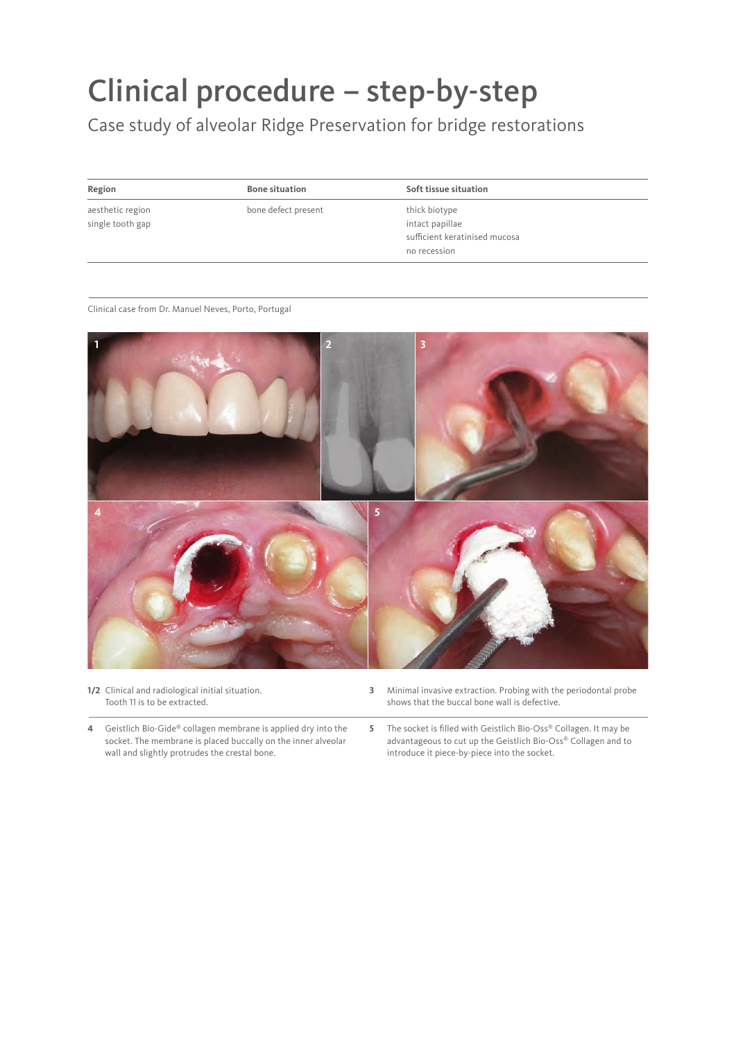# Clinical procedure – step-by-step

Case study of alveolar Ridge Preservation for bridge restorations

| Region | Bone situation | Soft tissue situation |
|---|---|---|
| aesthetic region<br>single tooth gap | bone defect present | thick biotype<br>intact papillae<br>sufficient keratinised mucosa<br>no recession |

Clinical case from Dr. Manuel Neves, Porto, Portugal

**1/2** Clinical and radiological initial situation. Tooth 11 is to be extracted.

**3** Minimal invasive extraction. Probing with the periodontal probe shows that the buccal bone wall is defective.

**4** Geistlich Bio-Gide® collagen membrane is applied dry into the socket. The membrane is placed buccally on the inner alveolar wall and slightly protrudes the crestal bone.

**5** The socket is filled with Geistlich Bio-Oss® Collagen. It may be advantageous to cut up the Geistlich Bio-Oss® Collagen and to introduce it piece-by-piece into the socket.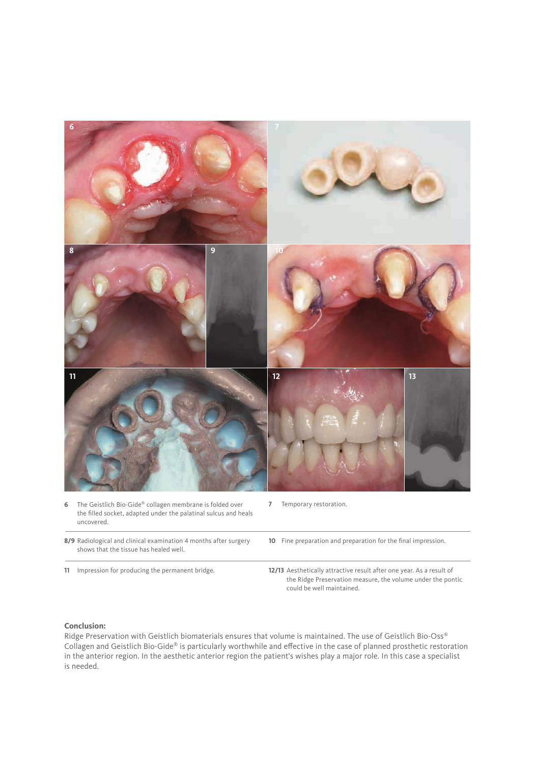**6** The Geistlich Bio-Gide® collagen membrane is folded over the filled socket, adapted under the palatinal sulcus and heals uncovered.

**7** Temporary restoration.

**8/9** Radiological and clinical examination 4 months after surgery shows that the tissue has healed well.

**10** Fine preparation and preparation for the final impression.

**11** Impression for producing the permanent bridge.

**12/13** Aesthetically attractive result after one year. As a result of the Ridge Preservation measure, the volume under the pontic could be well maintained.

**Conclusion:**
Ridge Preservation with Geistlich biomaterials ensures that volume is maintained. The use of Geistlich Bio-Oss® Collagen and Geistlich Bio-Gide® is particularly worthwhile and effective in the case of planned prosthetic restoration in the anterior region. In the aesthetic anterior region the patient's wishes play a major role. In this case a specialist is needed.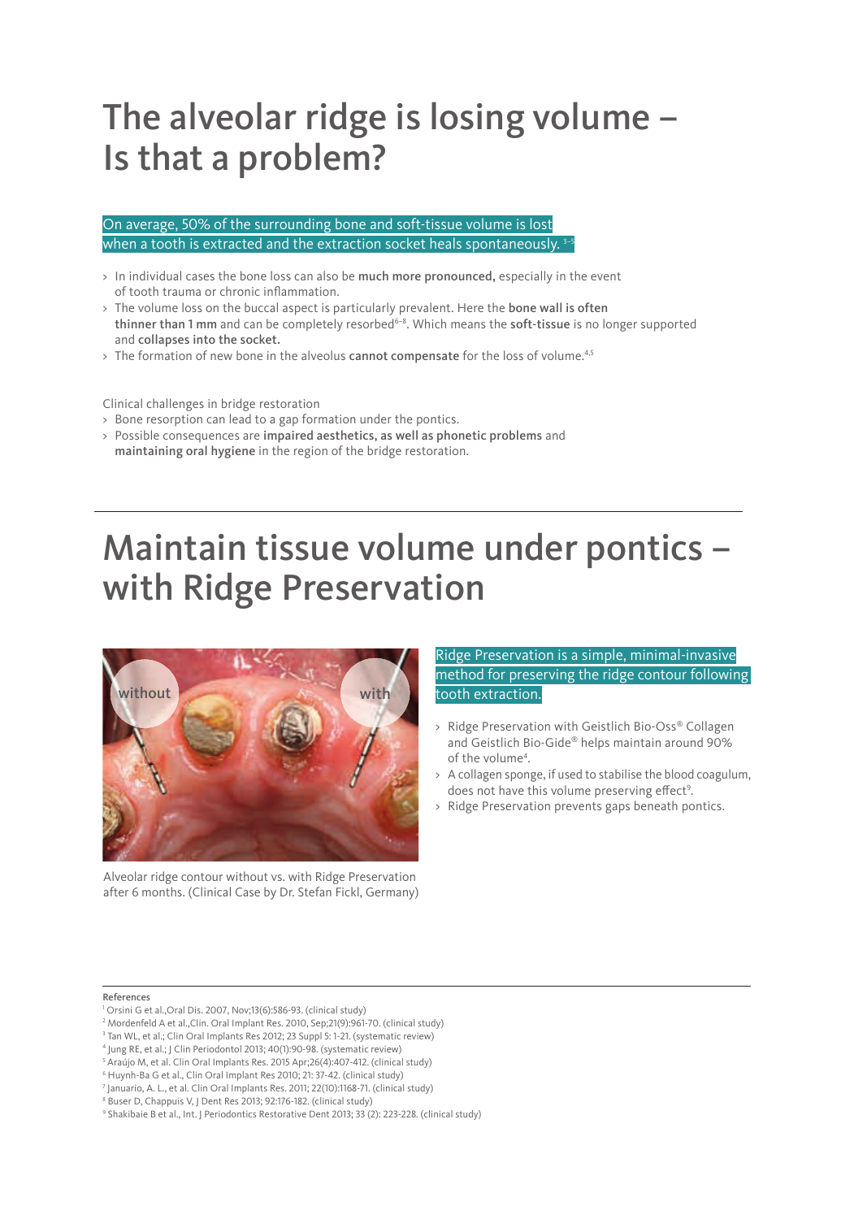# The alveolar ridge is losing volume – Is that a problem?

On average, 50% of the surrounding bone and soft-tissue volume is lost when a tooth is extracted and the extraction socket heals spontaneously. [3–5]

- In individual cases the bone loss can also be **much more pronounced,** especially in the event of tooth trauma or chronic inflammation.
- The volume loss on the buccal aspect is particularly prevalent. Here the **bone wall is often thinner than 1 mm** and can be completely resorbed[6–8]. Which means the **soft-tissue** is no longer supported and **collapses into the socket.**
- The formation of new bone in the alveolus **cannot compensate** for the loss of volume.[4,5]

Clinical challenges in bridge restoration

- Bone resorption can lead to a gap formation under the pontics.
- Possible consequences are **impaired aesthetics, as well as phonetic problems** and **maintaining oral hygiene** in the region of the bridge restoration.

# Maintain tissue volume under pontics – with Ridge Preservation

Alveolar ridge contour without vs. with Ridge Preservation after 6 months. (Clinical Case by Dr. Stefan Fickl, Germany)

Ridge Preservation is a simple, minimal-invasive method for preserving the ridge contour following tooth extraction.

- Ridge Preservation with Geistlich Bio-Oss® Collagen and Geistlich Bio-Gide® helps maintain around 90% of the volume[4].
- A collagen sponge, if used to stabilise the blood coagulum, does not have this volume preserving effect[9].
- Ridge Preservation prevents gaps beneath pontics.

**References**

[1] Orsini G et al.,Oral Dis. 2007, Nov;13(6):586-93. (clinical study)
[2] Mordenfeld A et al.,Clin. Oral Implant Res. 2010, Sep;21(9):961-70. (clinical study)
[3] Tan WL, et al.; Clin Oral Implants Res 2012; 23 Suppl 5: 1-21. (systematic review)
[4] Jung RE, et al.; J Clin Periodontol 2013; 40(1):90-98. (systematic review)
[5] Araújo M, et al. Clin Oral Implants Res. 2015 Apr;26(4):407-412. (clinical study)
[6] Huynh-Ba G et al., Clin Oral Implant Res 2010; 21: 37-42. (clinical study)
[7] Januario, A. L., et al. Clin Oral Implants Res. 2011; 22(10):1168-71. (clinical study)
[8] Buser D, Chappuis V, J Dent Res 2013; 92:176-182. (clinical study)
[9] Shakibaie B et al., Int. J Periodontics Restorative Dent 2013; 33 (2): 223-228. (clinical study)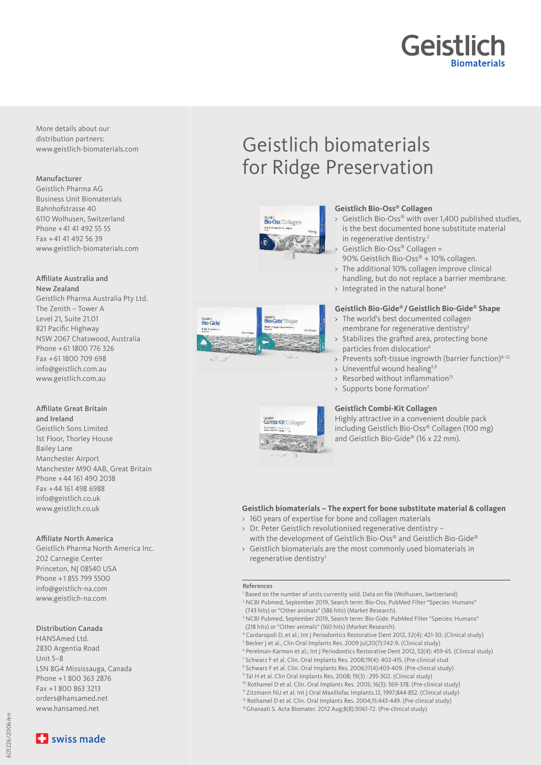Geistlich
Biomaterials

# Geistlich biomaterials for Ridge Preservation

### Geistlich Bio-Oss® Collagen

- Geistlich Bio-Oss® with over 1,400 published studies, is the best documented bone substitute material in regenerative dentistry.[2]
- Geistlich Bio-Oss® Collagen = 90% Geistlich Bio-Oss® + 10% collagen.
- The additional 10% collagen improve clinical handling, but do not replace a barrier membrane.
- Integrated in the natural bone[4]

### Geistlich Bio-Gide® / Geistlich Bio-Gide® Shape

- The world's best documented collagen membrane for regenerative dentistry[3]
- Stabilizes the grafted area, protecting bone particles from dislocation[6]
- Prevents soft-tissue ingrowth (barrier function)[8–12]
- Uneventful wound healing[5,9]
- Resorbed without inflammation[13]
- Supports bone formation[7]

### Geistlich Combi-Kit Collagen

Highly attractive in a convenient double pack including Geistlich Bio-Oss® Collagen (100 mg) and Geistlich Bio-Gide® (16 x 22 mm).

### Geistlich biomaterials – The expert for bone substitute material & collagen

- 160 years of expertise for bone and collagen materials
- Dr. Peter Geistlich revolutionised regenerative dentistry – with the development of Geistlich Bio-Oss® and Geistlich Bio-Gide®
- Geistlich biomaterials are the most commonly used biomaterials in regenerative dentistry[1]

**References**

[1] Based on the number of units currently sold. Data on file (Wolhusen, Switzerland)
[2] NCBI Pubmed, September 2019, Search term: Bio-Oss. PubMed Filter "Species: Humans" (743 hits) or "Other animals" (586 hits) (Market Research).
[3] NCBI Pubmed, September 2019, Search term: Bio-Gide. PubMed Filter "Species: Humans" (218 hits) or "Other animals" (160 hits) (Market Research).
[4] Cardaropoli D, et al.; Int J Periodontics Restorative Dent 2012, 32(4): 421-30. (Clinical study)
[5] Becker J et al., Clin Oral Implants Res. 2009 Jul;20(7):742-9. (Clinical study)
[6] Perelman-Karmon et al.; Int J Periodontics Restorative Dent 2012, 32(4): 459-65. (Clinical study)
[7] Schwarz F et al. Clin. Oral Implants Res. 2008;19(4): 402-415. (Pre-clinical stud
[8] Schwarz F et al. Clin. Oral Implants Res. 2006;17(4):403-409. (Pre-clinical study)
[9] Tal H et al. Clin Oral Implants Res. 2008; 19(3) : 295-302. (Clinical study)
[10] Rothamel D et al. Clin. Oral Implants Res. 2005; 16(3): 369-378. (Pre-clinical study)
[11] Zitzmann NU et al. Int J Oral Maxillofac Implants.12, 1997;844-852. (Clinical study)
[12] Rothamel D et al. Clin. Oral Implants Res. 2004;15:443-449. (Pre-clinical study)
[13] Ghanaati S. Acta Biomater. 2012 Aug;8(8):3061-72. (Pre-clinical study)

More details about our distribution partners:
www.geistlich-biomaterials.com

**Manufacturer**
Geistlich Pharma AG
Business Unit Biomaterials
Bahnhofstrasse 40
6110 Wolhusen, Switzerland
Phone +41 41 492 55 55
Fax +41 41 492 56 39
www.geistlich-biomaterials.com

**Affiliate Australia and New Zealand**
Geistlich Pharma Australia Pty Ltd.
The Zenith – Tower A
Level 21, Suite 21.01
821 Pacific Highway
NSW 2067 Chatswood, Australia
Phone +61 1800 776 326
Fax +61 1800 709 698
info@geistlich.com.au
www.geistlich.com.au

**Affiliate Great Britain and Ireland**
Geistlich Sons Limited
1st Floor, Thorley House
Bailey Lane
Manchester Airport
Manchester M90 4AB, Great Britain
Phone +44 161 490 2038
Fax +44 161 498 6988
info@geistlich.co.uk
www.geistlich.co.uk

**Affiliate North America**
Geistlich Pharma North America Inc.
202 Carnegie Center
Princeton, NJ 08540 USA
Phone +1 855 799 5500
info@geistlich-na.com
www.geistlich-na.com

**Distribution Canada**
HANSAmed Ltd.
2830 Argentia Road
Unit 5–8
L5N 8G4 Mississauga, Canada
Phone +1 800 363 2876
Fax +1 800 863 3213
orders@hansamed.net
www.hansamed.net

swiss made

601226/2006/en